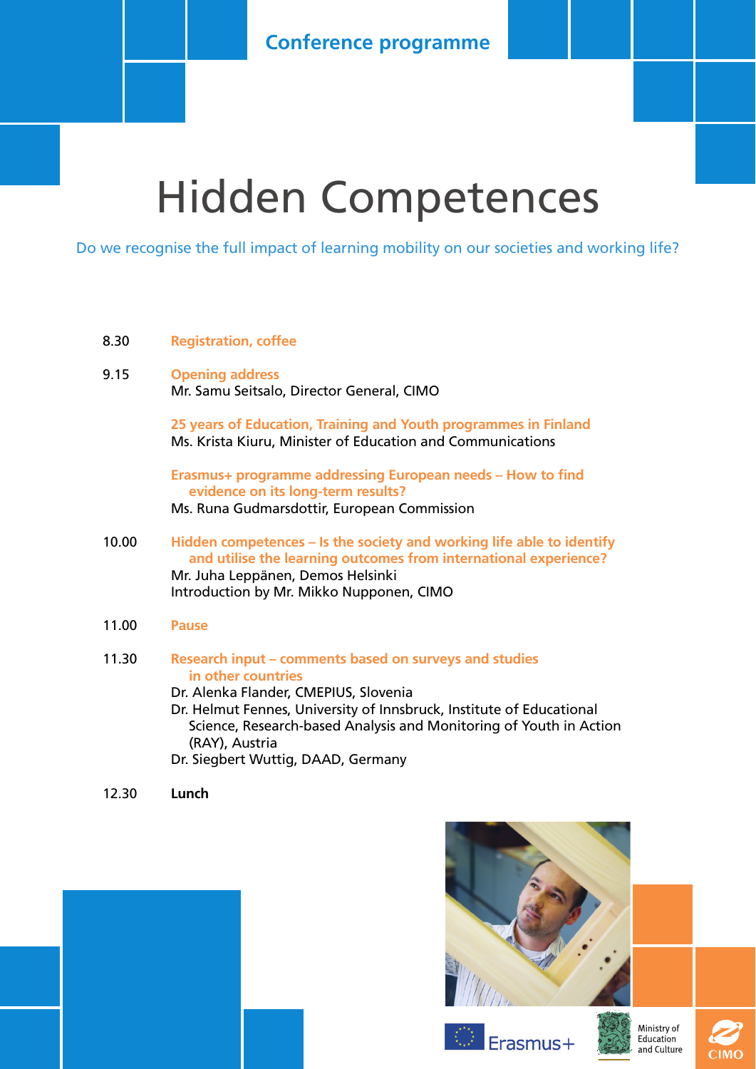Conference programme

# Hidden Competences

Do we recognise the full impact of learning mobility on our societies and working life?

8.30 **Registration, coffee**

9.15 **Opening address**
Mr. Samu Seitsalo, Director General, CIMO

**25 years of Education, Training and Youth programmes in Finland**
Ms. Krista Kiuru, Minister of Education and Communications

**Erasmus+ programme addressing European needs – How to find evidence on its long-term results?**
Ms. Runa Gudmarsdottir, European Commission

10.00 **Hidden competences – Is the society and working life able to identify and utilise the learning outcomes from international experience?**
Mr. Juha Leppänen, Demos Helsinki
Introduction by Mr. Mikko Nupponen, CIMO

11.00 **Pause**

11.30 **Research input – comments based on surveys and studies in other countries**
Dr. Alenka Flander, CMEPIUS, Slovenia
Dr. Helmut Fennes, University of Innsbruck, Institute of Educational Science, Research-based Analysis and Monitoring of Youth in Action (RAY), Austria
Dr. Siegbert Wuttig, DAAD, Germany

12.30 **Lunch**

Erasmus+

Ministry of Education and Culture

CIMO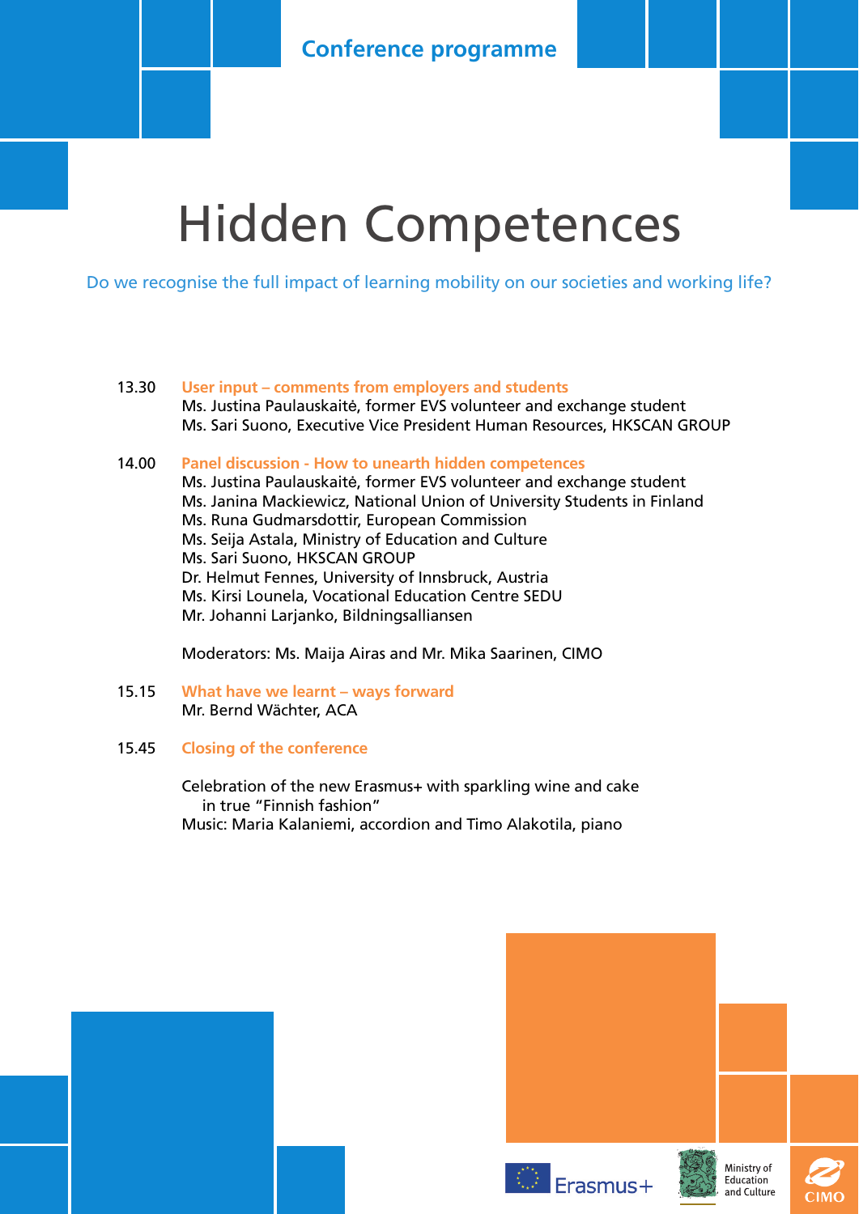Conference programme

# Hidden Competences

Do we recognise the full impact of learning mobility on our societies and working life?

13.30 **User input – comments from employers and students**
Ms. Justina Paulauskaitė, former EVS volunteer and exchange student
Ms. Sari Suono, Executive Vice President Human Resources, HKSCAN GROUP

14.00 **Panel discussion - How to unearth hidden competences**
Ms. Justina Paulauskaitė, former EVS volunteer and exchange student
Ms. Janina Mackiewicz, National Union of University Students in Finland
Ms. Runa Gudmarsdottir, European Commission
Ms. Seija Astala, Ministry of Education and Culture
Ms. Sari Suono, HKSCAN GROUP
Dr. Helmut Fennes, University of Innsbruck, Austria
Ms. Kirsi Lounela, Vocational Education Centre SEDU
Mr. Johanni Larjanko, Bildningsalliansen

Moderators: Ms. Maija Airas and Mr. Mika Saarinen, CIMO

15.15 **What have we learnt – ways forward**
Mr. Bernd Wächter, ACA

15.45 **Closing of the conference**

Celebration of the new Erasmus+ with sparkling wine and cake in true "Finnish fashion"
Music: Maria Kalaniemi, accordion and Timo Alakotila, piano

Erasmus+ | Ministry of Education and Culture | CIMO